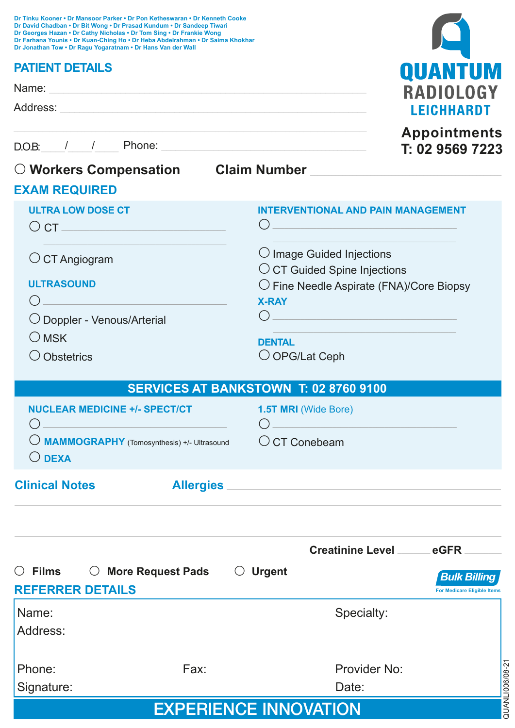Dr Tinku Kooner • Dr Mansoor Parker • Dr Pon Ketheswaran • Dr Kenneth Cooke
Dr David Chadban • Dr Bit Wong • Dr Prasad Kundum • Dr Sandeep Tiwari
Dr Georges Hazan • Dr Cathy Nicholas • Dr Tom Sing • Dr Frankie Wong
Dr Farhana Younis • Dr Kuan-Ching Ho • Dr Heba Abdelrahman • Dr Saima Khokhar
Dr Jonathan Tow • Dr Ragu Yogaratnam • Dr Hans Van der Wall

**QUANTUM RADIOLOGY LEICHHARDT**

**Appointments**
**T: 02 9569 7223**

## PATIENT DETAILS

Name: ______________________________

Address: ______________________________

______________________________

D.O.B: ___/___/___ Phone: ______________________________

○ **Workers Compensation** **Claim Number** ______________________________

## EXAM REQUIRED

### ULTRA LOW DOSE CT

○ CT ______________________________

○ CT Angiogram

### ULTRASOUND

○ ______________________________

○ Doppler - Venous/Arterial

○ MSK

○ Obstetrics

### INTERVENTIONAL AND PAIN MANAGEMENT

○ ______________________________

○ Image Guided Injections

○ CT Guided Spine Injections

○ Fine Needle Aspirate (FNA)/Core Biopsy

### X-RAY

○ ______________________________

### DENTAL

○ OPG/Lat Ceph

## SERVICES AT BANKSTOWN T: 02 8760 9100

### NUCLEAR MEDICINE +/- SPECT/CT

○ ______________________________

○ **MAMMOGRAPHY** (Tomosynthesis) +/- Ultrasound

○ **DEXA**

### 1.5T MRI (Wide Bore)

○ ______________________________

○ CT Conebeam

## Clinical Notes

**Allergies** ______________________________

______________________________

**Creatinine Level** ______ **eGFR** ______

○ **Films** ○ **More Request Pads** ○ **Urgent**

**Bulk Billing**
For Medicare Eligible Items

## REFERRER DETAILS

Name:

Specialty:

Address:

Phone:

Fax:

Provider No:

Signature:

Date:

**EXPERIENCE INNOVATION**

QUANLI006/08-21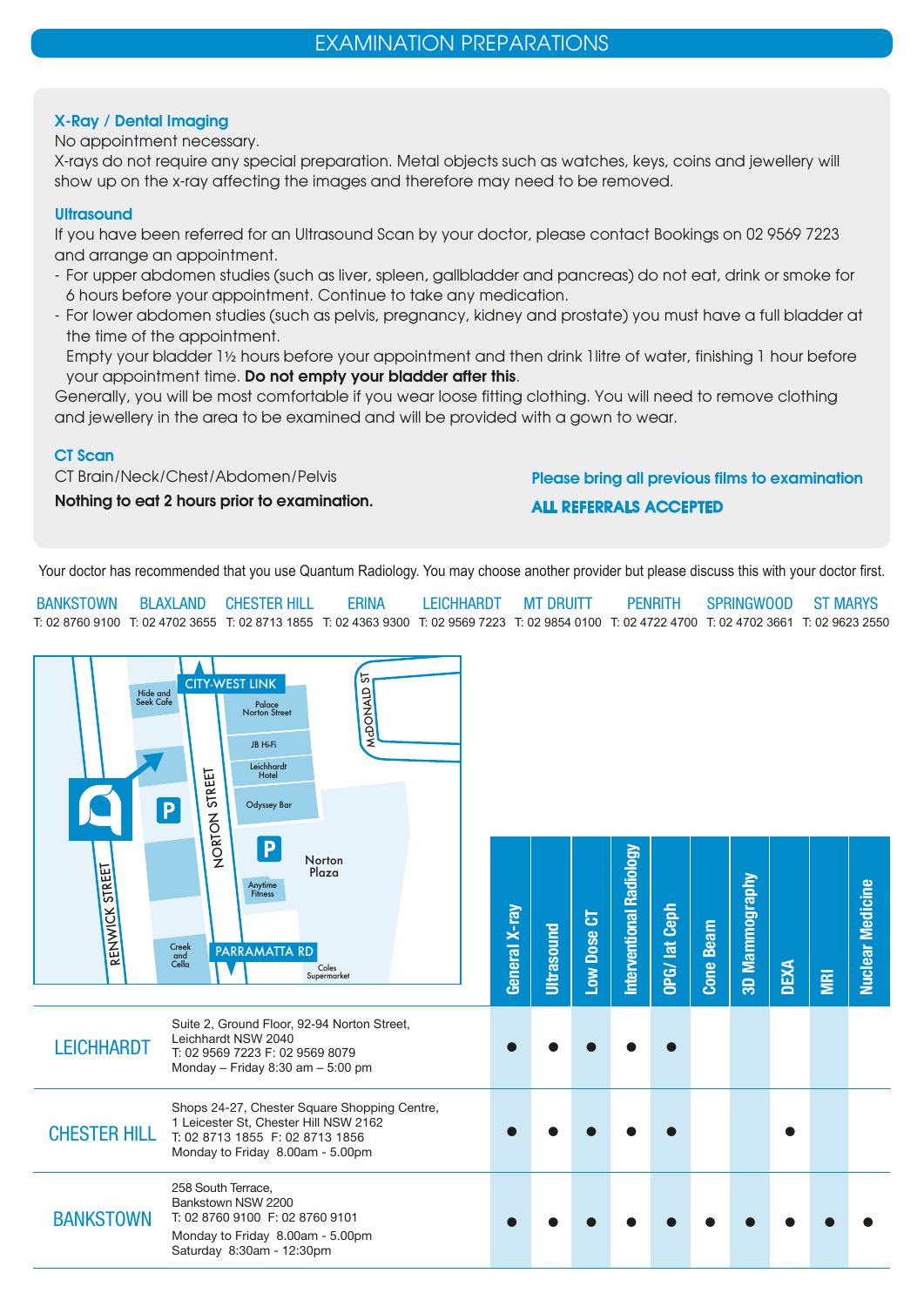## EXAMINATION PREPARATIONS

### X-Ray / Dental Imaging

No appointment necessary.

X-rays do not require any special preparation. Metal objects such as watches, keys, coins and jewellery will show up on the x-ray affecting the images and therefore may need to be removed.

### Ultrasound

If you have been referred for an Ultrasound Scan by your doctor, please contact Bookings on 02 9569 7223 and arrange an appointment.

- For upper abdomen studies (such as liver, spleen, gallbladder and pancreas) do not eat, drink or smoke for 6 hours before your appointment. Continue to take any medication.
- For lower abdomen studies (such as pelvis, pregnancy, kidney and prostate) you must have a full bladder at the time of the appointment.
  Empty your bladder 1½ hours before your appointment and then drink 1litre of water, finishing 1 hour before your appointment time. **Do not empty your bladder after this**.

Generally, you will be most comfortable if you wear loose fitting clothing. You will need to remove clothing and jewellery in the area to be examined and will be provided with a gown to wear.

### CT Scan

CT Brain/Neck/Chest/Abdomen/Pelvis

**Nothing to eat 2 hours prior to examination.**

**Please bring all previous films to examination**

**ALL REFERRALS ACCEPTED**

Your doctor has recommended that you use Quantum Radiology. You may choose another provider but please discuss this with your doctor first.

| BANKSTOWN | BLAXLAND | CHESTER HILL | ERINA | LEICHHARDT | MT DRUITT | PENRITH | SPRINGWOOD | ST MARYS |
|---|---|---|---|---|---|---|---|---|
| T: 02 8760 9100 | T: 02 4702 3655 | T: 02 8713 1855 | T: 02 4363 9300 | T: 02 9569 7223 | T: 02 9854 0100 | T: 02 4722 4700 | T: 02 4702 3661 | T: 02 9623 2550 |

CITY-WEST LINK
Hide and Seek Cafe
Palace Norton Street
JB Hi-Fi
Leichhardt Hotel
Odyssey Bar
McDONALD ST
NORTON STREET
RENWICK STREET
P
Norton Plaza
Anytime Fitness
Creek and Cella
PARRAMATTA RD
Coles Supermarket

| | | General X-ray | Ultrasound | Low Dose CT | Interventional Radiology | OPG/ lat Ceph | Cone Beam | 3D Mammography | DEXA | MRI | Nuclear Medicine |
|---|---|---|---|---|---|---|---|---|---|---|---|
| LEICHHARDT | Suite 2, Ground Floor, 92-94 Norton Street, Leichhardt NSW 2040<br>T: 02 9569 7223 F: 02 9569 8079<br>Monday – Friday 8:30 am – 5:00 pm | ● | ● | ● | ● | ● | | | | | |
| CHESTER HILL | Shops 24-27, Chester Square Shopping Centre, 1 Leicester St, Chester Hill NSW 2162<br>T: 02 8713 1855 F: 02 8713 1856<br>Monday to Friday 8.00am - 5.00pm | ● | ● | ● | ● | ● | | | ● | | |
| BANKSTOWN | 258 South Terrace, Bankstown NSW 2200<br>T: 02 8760 9100 F: 02 8760 9101<br>Monday to Friday 8.00am - 5.00pm<br>Saturday 8:30am - 12:30pm | ● | ● | ● | ● | ● | ● | ● | ● | ● | ● |